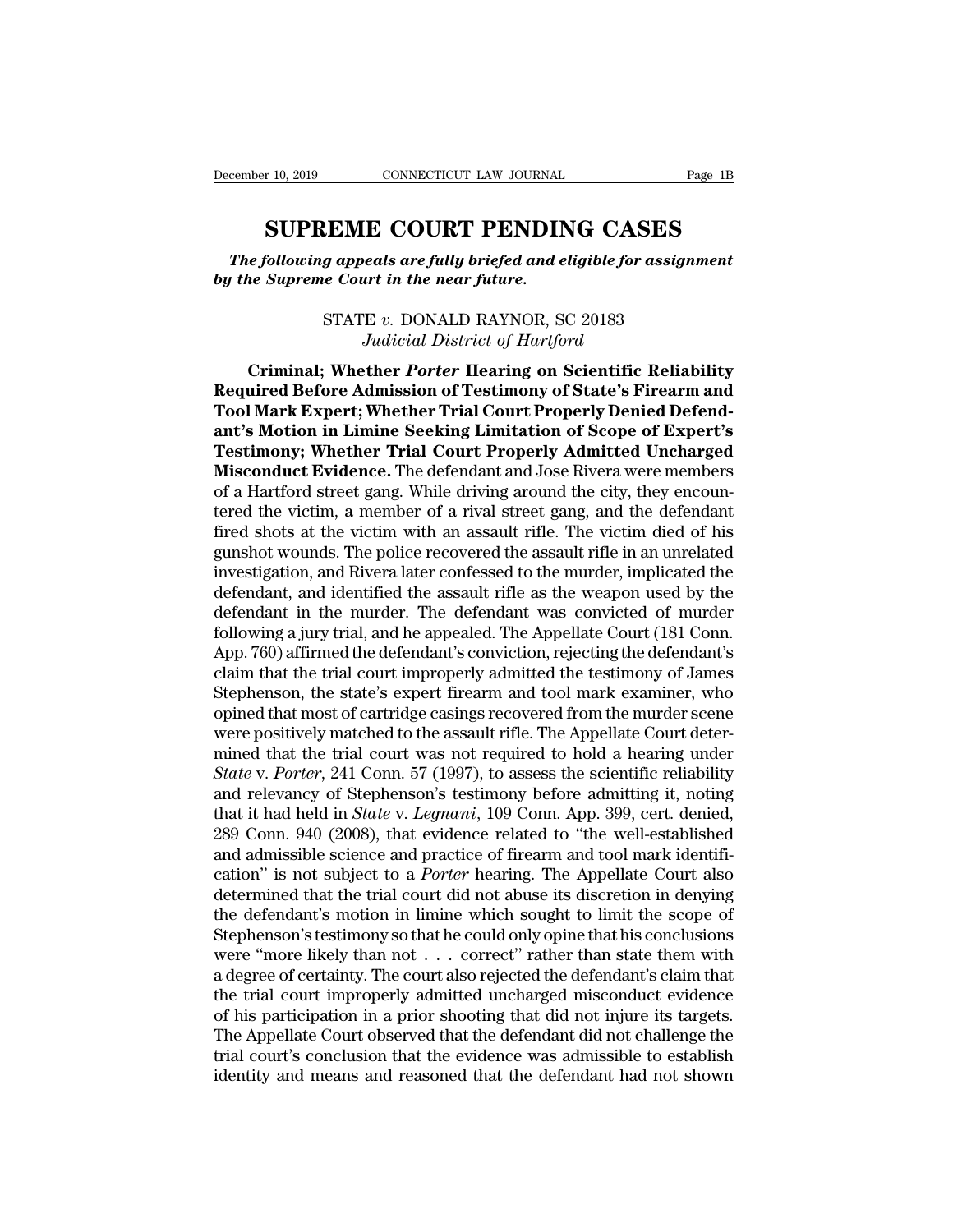# SUPREME COURT PENDING CASES

***The following appeals are fully briefed and eligible for assignment by the Supreme Court in the near future.***

STATE *v.* DONALD RAYNOR, SC 20183
*Judicial District of Hartford*

**Criminal; Whether *Porter* Hearing on Scientific Reliability Required Before Admission of Testimony of State's Firearm and Tool Mark Expert; Whether Trial Court Properly Denied Defendant's Motion in Limine Seeking Limitation of Scope of Expert's Testimony; Whether Trial Court Properly Admitted Uncharged Misconduct Evidence.** The defendant and Jose Rivera were members of a Hartford street gang. While driving around the city, they encountered the victim, a member of a rival street gang, and the defendant fired shots at the victim with an assault rifle. The victim died of his gunshot wounds. The police recovered the assault rifle in an unrelated investigation, and Rivera later confessed to the murder, implicated the defendant, and identified the assault rifle as the weapon used by the defendant in the murder. The defendant was convicted of murder following a jury trial, and he appealed. The Appellate Court (181 Conn. App. 760) affirmed the defendant's conviction, rejecting the defendant's claim that the trial court improperly admitted the testimony of James Stephenson, the state's expert firearm and tool mark examiner, who opined that most of cartridge casings recovered from the murder scene were positively matched to the assault rifle. The Appellate Court determined that the trial court was not required to hold a hearing under *State* v. *Porter*, 241 Conn. 57 (1997), to assess the scientific reliability and relevancy of Stephenson's testimony before admitting it, noting that it had held in *State* v. *Legnani*, 109 Conn. App. 399, cert. denied, 289 Conn. 940 (2008), that evidence related to "the well-established and admissible science and practice of firearm and tool mark identification" is not subject to a *Porter* hearing. The Appellate Court also determined that the trial court did not abuse its discretion in denying the defendant's motion in limine which sought to limit the scope of Stephenson's testimony so that he could only opine that his conclusions were "more likely than not . . . correct" rather than state them with a degree of certainty. The court also rejected the defendant's claim that the trial court improperly admitted uncharged misconduct evidence of his participation in a prior shooting that did not injure its targets. The Appellate Court observed that the defendant did not challenge the trial court's conclusion that the evidence was admissible to establish identity and means and reasoned that the defendant had not shown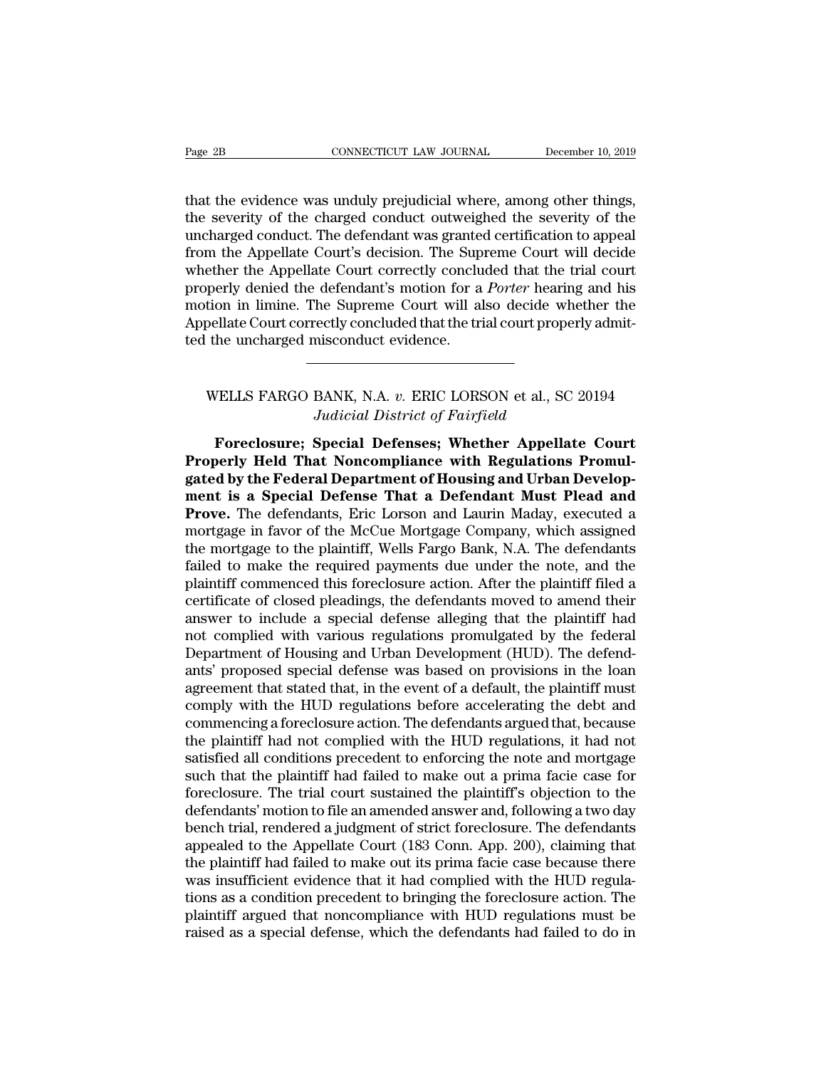that the evidence was unduly prejudicial where, among other things, the severity of the charged conduct outweighed the severity of the uncharged conduct. The defendant was granted certification to appeal from the Appellate Court's decision. The Supreme Court will decide whether the Appellate Court correctly concluded that the trial court properly denied the defendant's motion for a *Porter* hearing and his motion in limine. The Supreme Court will also decide whether the Appellate Court correctly concluded that the trial court properly admitted the uncharged misconduct evidence.

---

WELLS FARGO BANK, N.A. *v.* ERIC LORSON et al., SC 20194
*Judicial District of Fairfield*

**Foreclosure; Special Defenses; Whether Appellate Court Properly Held That Noncompliance with Regulations Promulgated by the Federal Department of Housing and Urban Development is a Special Defense That a Defendant Must Plead and Prove.** The defendants, Eric Lorson and Laurin Maday, executed a mortgage in favor of the McCue Mortgage Company, which assigned the mortgage to the plaintiff, Wells Fargo Bank, N.A. The defendants failed to make the required payments due under the note, and the plaintiff commenced this foreclosure action. After the plaintiff filed a certificate of closed pleadings, the defendants moved to amend their answer to include a special defense alleging that the plaintiff had not complied with various regulations promulgated by the federal Department of Housing and Urban Development (HUD). The defendants' proposed special defense was based on provisions in the loan agreement that stated that, in the event of a default, the plaintiff must comply with the HUD regulations before accelerating the debt and commencing a foreclosure action. The defendants argued that, because the plaintiff had not complied with the HUD regulations, it had not satisfied all conditions precedent to enforcing the note and mortgage such that the plaintiff had failed to make out a prima facie case for foreclosure. The trial court sustained the plaintiff's objection to the defendants' motion to file an amended answer and, following a two day bench trial, rendered a judgment of strict foreclosure. The defendants appealed to the Appellate Court (183 Conn. App. 200), claiming that the plaintiff had failed to make out its prima facie case because there was insufficient evidence that it had complied with the HUD regulations as a condition precedent to bringing the foreclosure action. The plaintiff argued that noncompliance with HUD regulations must be raised as a special defense, which the defendants had failed to do in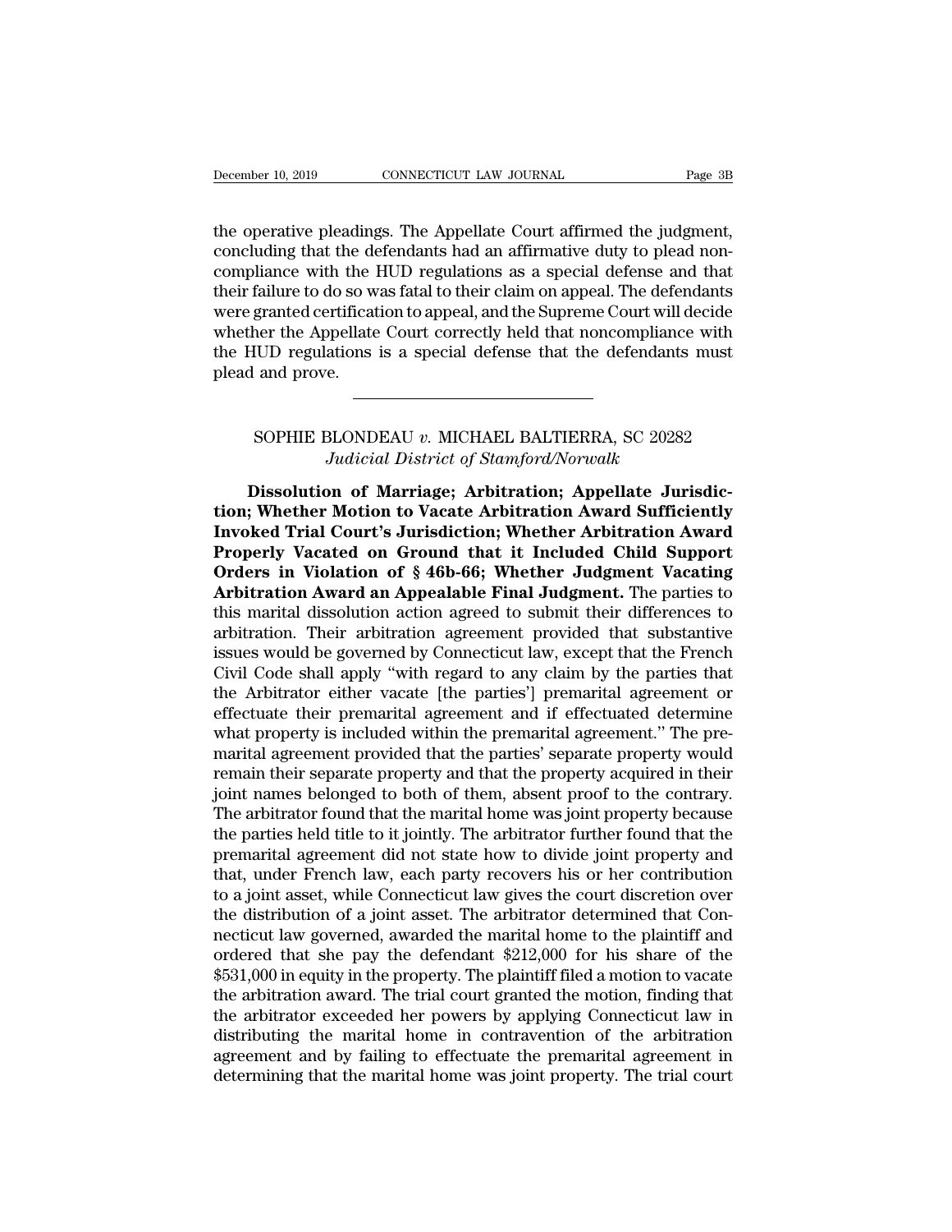the operative pleadings. The Appellate Court affirmed the judgment, concluding that the defendants had an affirmative duty to plead noncompliance with the HUD regulations as a special defense and that their failure to do so was fatal to their claim on appeal. The defendants were granted certification to appeal, and the Supreme Court will decide whether the Appellate Court correctly held that noncompliance with the HUD regulations is a special defense that the defendants must plead and prove.

---

SOPHIE BLONDEAU *v.* MICHAEL BALTIERRA, SC 20282
*Judicial District of Stamford/Norwalk*

**Dissolution of Marriage; Arbitration; Appellate Jurisdiction; Whether Motion to Vacate Arbitration Award Sufficiently Invoked Trial Court's Jurisdiction; Whether Arbitration Award Properly Vacated on Ground that it Included Child Support Orders in Violation of § 46b-66; Whether Judgment Vacating Arbitration Award an Appealable Final Judgment.** The parties to this marital dissolution action agreed to submit their differences to arbitration. Their arbitration agreement provided that substantive issues would be governed by Connecticut law, except that the French Civil Code shall apply "with regard to any claim by the parties that the Arbitrator either vacate [the parties'] premarital agreement or effectuate their premarital agreement and if effectuated determine what property is included within the premarital agreement." The premarital agreement provided that the parties' separate property would remain their separate property and that the property acquired in their joint names belonged to both of them, absent proof to the contrary. The arbitrator found that the marital home was joint property because the parties held title to it jointly. The arbitrator further found that the premarital agreement did not state how to divide joint property and that, under French law, each party recovers his or her contribution to a joint asset, while Connecticut law gives the court discretion over the distribution of a joint asset. The arbitrator determined that Connecticut law governed, awarded the marital home to the plaintiff and ordered that she pay the defendant $212,000 for his share of the $531,000 in equity in the property. The plaintiff filed a motion to vacate the arbitration award. The trial court granted the motion, finding that the arbitrator exceeded her powers by applying Connecticut law in distributing the marital home in contravention of the arbitration agreement and by failing to effectuate the premarital agreement in determining that the marital home was joint property. The trial court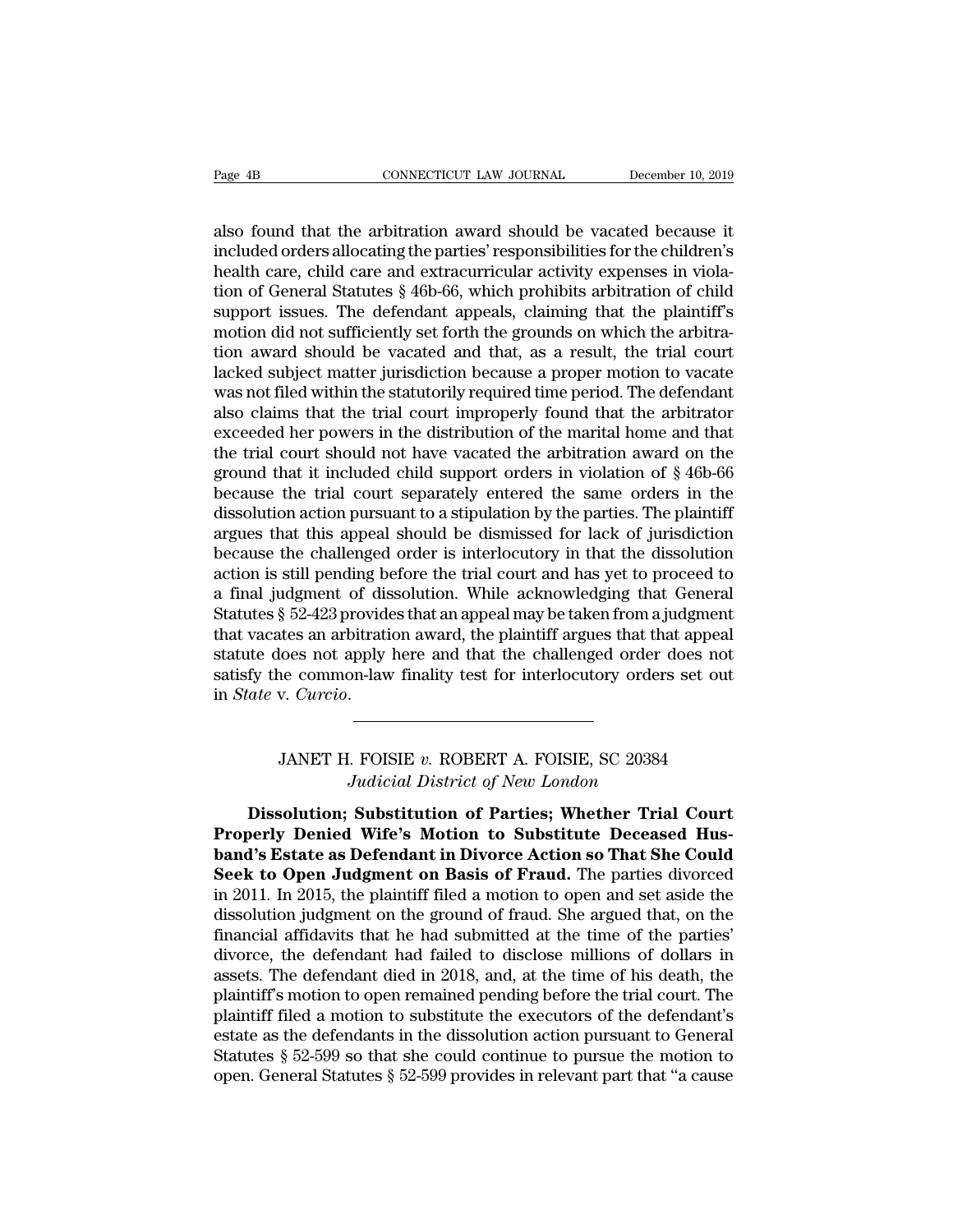also found that the arbitration award should be vacated because it included orders allocating the parties' responsibilities for the children's health care, child care and extracurricular activity expenses in violation of General Statutes § 46b-66, which prohibits arbitration of child support issues. The defendant appeals, claiming that the plaintiff's motion did not sufficiently set forth the grounds on which the arbitration award should be vacated and that, as a result, the trial court lacked subject matter jurisdiction because a proper motion to vacate was not filed within the statutorily required time period. The defendant also claims that the trial court improperly found that the arbitrator exceeded her powers in the distribution of the marital home and that the trial court should not have vacated the arbitration award on the ground that it included child support orders in violation of § 46b-66 because the trial court separately entered the same orders in the dissolution action pursuant to a stipulation by the parties. The plaintiff argues that this appeal should be dismissed for lack of jurisdiction because the challenged order is interlocutory in that the dissolution action is still pending before the trial court and has yet to proceed to a final judgment of dissolution. While acknowledging that General Statutes § 52-423 provides that an appeal may be taken from a judgment that vacates an arbitration award, the plaintiff argues that that appeal statute does not apply here and that the challenged order does not satisfy the common-law finality test for interlocutory orders set out in *State* v. *Curcio*.

---

JANET H. FOISIE *v.* ROBERT A. FOISIE, SC 20384
*Judicial District of New London*

**Dissolution; Substitution of Parties; Whether Trial Court Properly Denied Wife's Motion to Substitute Deceased Husband's Estate as Defendant in Divorce Action so That She Could Seek to Open Judgment on Basis of Fraud.** The parties divorced in 2011. In 2015, the plaintiff filed a motion to open and set aside the dissolution judgment on the ground of fraud. She argued that, on the financial affidavits that he had submitted at the time of the parties' divorce, the defendant had failed to disclose millions of dollars in assets. The defendant died in 2018, and, at the time of his death, the plaintiff's motion to open remained pending before the trial court. The plaintiff filed a motion to substitute the executors of the defendant's estate as the defendants in the dissolution action pursuant to General Statutes § 52-599 so that she could continue to pursue the motion to open. General Statutes § 52-599 provides in relevant part that "a cause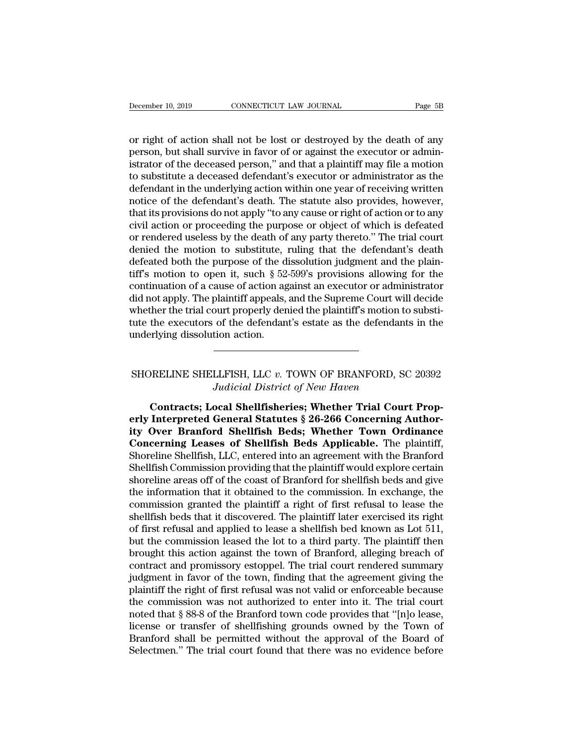or right of action shall not be lost or destroyed by the death of any person, but shall survive in favor of or against the executor or administrator of the deceased person," and that a plaintiff may file a motion to substitute a deceased defendant's executor or administrator as the defendant in the underlying action within one year of receiving written notice of the defendant's death. The statute also provides, however, that its provisions do not apply "to any cause or right of action or to any civil action or proceeding the purpose or object of which is defeated or rendered useless by the death of any party thereto." The trial court denied the motion to substitute, ruling that the defendant's death defeated both the purpose of the dissolution judgment and the plaintiff's motion to open it, such § 52-599's provisions allowing for the continuation of a cause of action against an executor or administrator did not apply. The plaintiff appeals, and the Supreme Court will decide whether the trial court properly denied the plaintiff's motion to substitute the executors of the defendant's estate as the defendants in the underlying dissolution action.

---

SHORELINE SHELLFISH, LLC *v.* TOWN OF BRANFORD, SC 20392
*Judicial District of New Haven*

**Contracts; Local Shellfisheries; Whether Trial Court Properly Interpreted General Statutes § 26-266 Concerning Authority Over Branford Shellfish Beds; Whether Town Ordinance Concerning Leases of Shellfish Beds Applicable.** The plaintiff, Shoreline Shellfish, LLC, entered into an agreement with the Branford Shellfish Commission providing that the plaintiff would explore certain shoreline areas off of the coast of Branford for shellfish beds and give the information that it obtained to the commission. In exchange, the commission granted the plaintiff a right of first refusal to lease the shellfish beds that it discovered. The plaintiff later exercised its right of first refusal and applied to lease a shellfish bed known as Lot 511, but the commission leased the lot to a third party. The plaintiff then brought this action against the town of Branford, alleging breach of contract and promissory estoppel. The trial court rendered summary judgment in favor of the town, finding that the agreement giving the plaintiff the right of first refusal was not valid or enforceable because the commission was not authorized to enter into it. The trial court noted that § 88-8 of the Branford town code provides that "[n]o lease, license or transfer of shellfishing grounds owned by the Town of Branford shall be permitted without the approval of the Board of Selectmen." The trial court found that there was no evidence before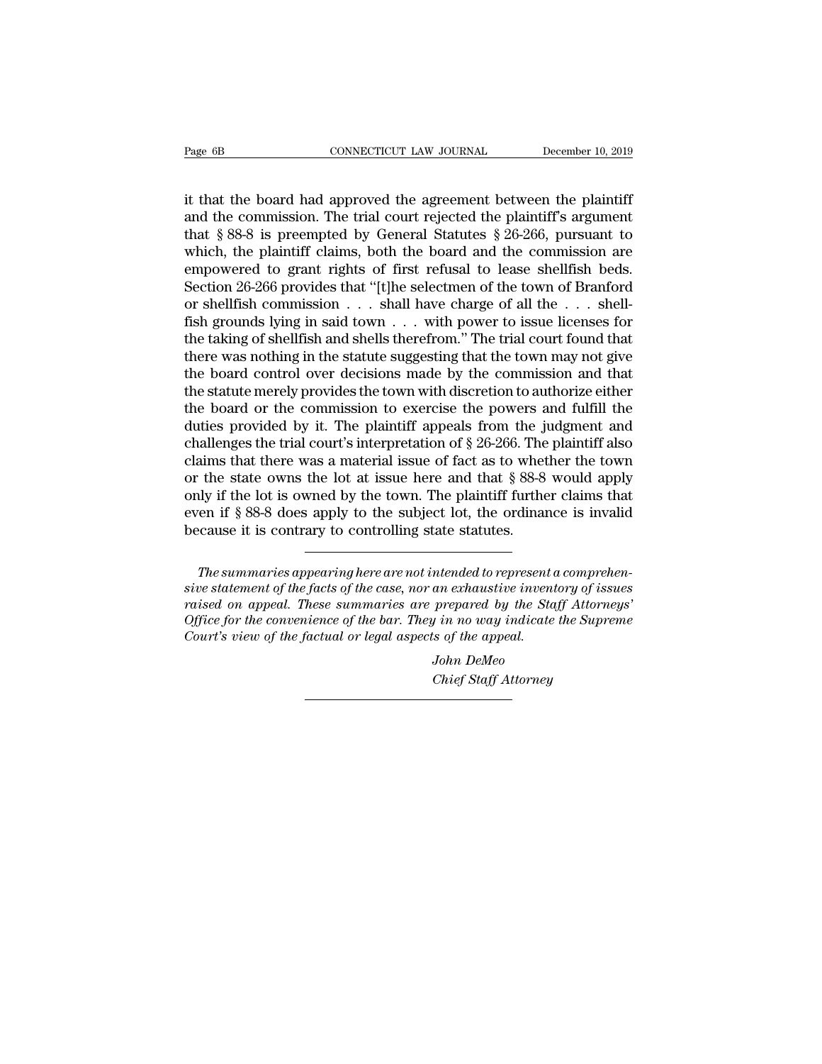it that the board had approved the agreement between the plaintiff and the commission. The trial court rejected the plaintiff's argument that § 88-8 is preempted by General Statutes § 26-266, pursuant to which, the plaintiff claims, both the board and the commission are empowered to grant rights of first refusal to lease shellfish beds. Section 26-266 provides that "[t]he selectmen of the town of Branford or shellfish commission . . . shall have charge of all the . . . shellfish grounds lying in said town . . . with power to issue licenses for the taking of shellfish and shells therefrom." The trial court found that there was nothing in the statute suggesting that the town may not give the board control over decisions made by the commission and that the statute merely provides the town with discretion to authorize either the board or the commission to exercise the powers and fulfill the duties provided by it. The plaintiff appeals from the judgment and challenges the trial court's interpretation of § 26-266. The plaintiff also claims that there was a material issue of fact as to whether the town or the state owns the lot at issue here and that § 88-8 would apply only if the lot is owned by the town. The plaintiff further claims that even if § 88-8 does apply to the subject lot, the ordinance is invalid because it is contrary to controlling state statutes.

---

*The summaries appearing here are not intended to represent a comprehensive statement of the facts of the case, nor an exhaustive inventory of issues raised on appeal. These summaries are prepared by the Staff Attorneys' Office for the convenience of the bar. They in no way indicate the Supreme Court's view of the factual or legal aspects of the appeal.*

*John DeMeo*
*Chief Staff Attorney*

---